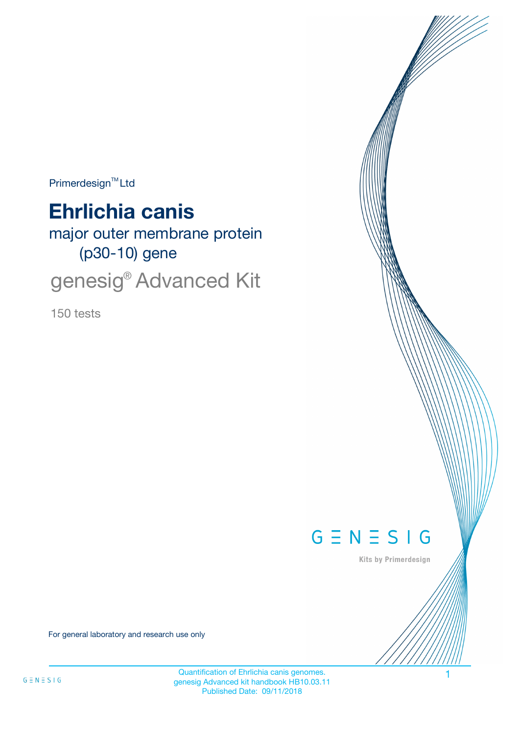Primerdesign™ Ltd

# Ehrlichia canis

major outer membrane protein (p30-10) gene

genesig® Advanced Kit

150 tests

GENESIG

Kits by Primerdesign

For general laboratory and research use only

Quantification of Ehrlichia canis genomes.
genesig Advanced kit handbook HB10.03.11
Published Date: 09/11/2018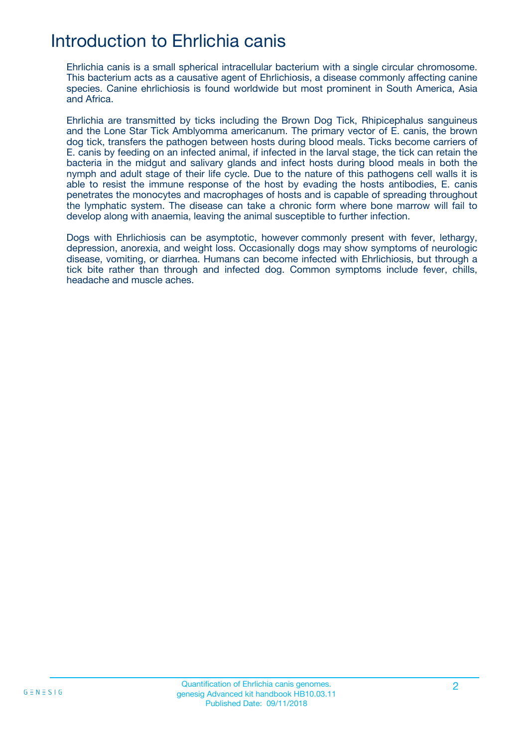# Introduction to Ehrlichia canis

Ehrlichia canis is a small spherical intracellular bacterium with a single circular chromosome. This bacterium acts as a causative agent of Ehrlichiosis, a disease commonly affecting canine species. Canine ehrlichiosis is found worldwide but most prominent in South America, Asia and Africa.

Ehrlichia are transmitted by ticks including the Brown Dog Tick, Rhipicephalus sanguineus and the Lone Star Tick Amblyomma americanum. The primary vector of E. canis, the brown dog tick, transfers the pathogen between hosts during blood meals. Ticks become carriers of E. canis by feeding on an infected animal, if infected in the larval stage, the tick can retain the bacteria in the midgut and salivary glands and infect hosts during blood meals in both the nymph and adult stage of their life cycle. Due to the nature of this pathogens cell walls it is able to resist the immune response of the host by evading the hosts antibodies, E. canis penetrates the monocytes and macrophages of hosts and is capable of spreading throughout the lymphatic system. The disease can take a chronic form where bone marrow will fail to develop along with anaemia, leaving the animal susceptible to further infection.

Dogs with Ehrlichiosis can be asymptotic, however commonly present with fever, lethargy, depression, anorexia, and weight loss. Occasionally dogs may show symptoms of neurologic disease, vomiting, or diarrhea. Humans can become infected with Ehrlichiosis, but through a tick bite rather than through and infected dog. Common symptoms include fever, chills, headache and muscle aches.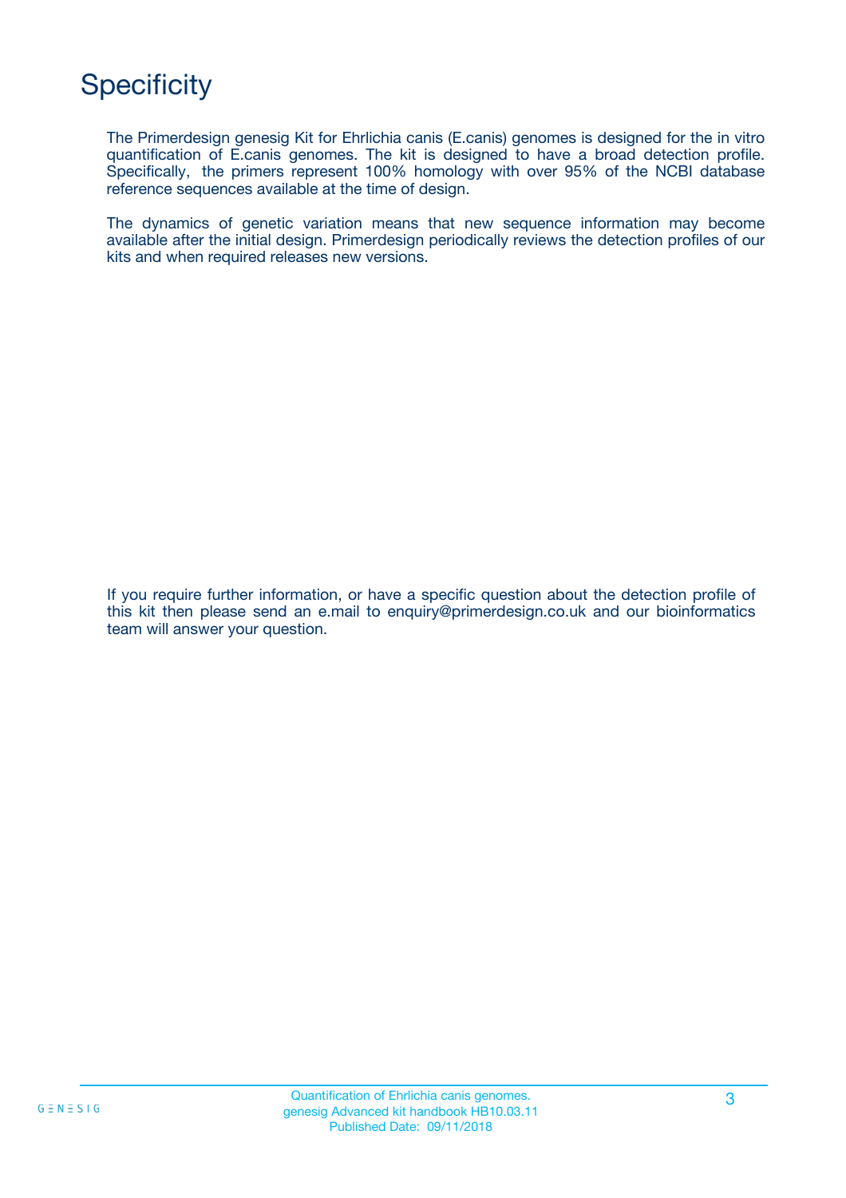# Specificity

The Primerdesign genesig Kit for Ehrlichia canis (E.canis) genomes is designed for the in vitro quantification of E.canis genomes. The kit is designed to have a broad detection profile. Specifically, the primers represent 100% homology with over 95% of the NCBI database reference sequences available at the time of design.

The dynamics of genetic variation means that new sequence information may become available after the initial design. Primerdesign periodically reviews the detection profiles of our kits and when required releases new versions.

If you require further information, or have a specific question about the detection profile of this kit then please send an e.mail to enquiry@primerdesign.co.uk and our bioinformatics team will answer your question.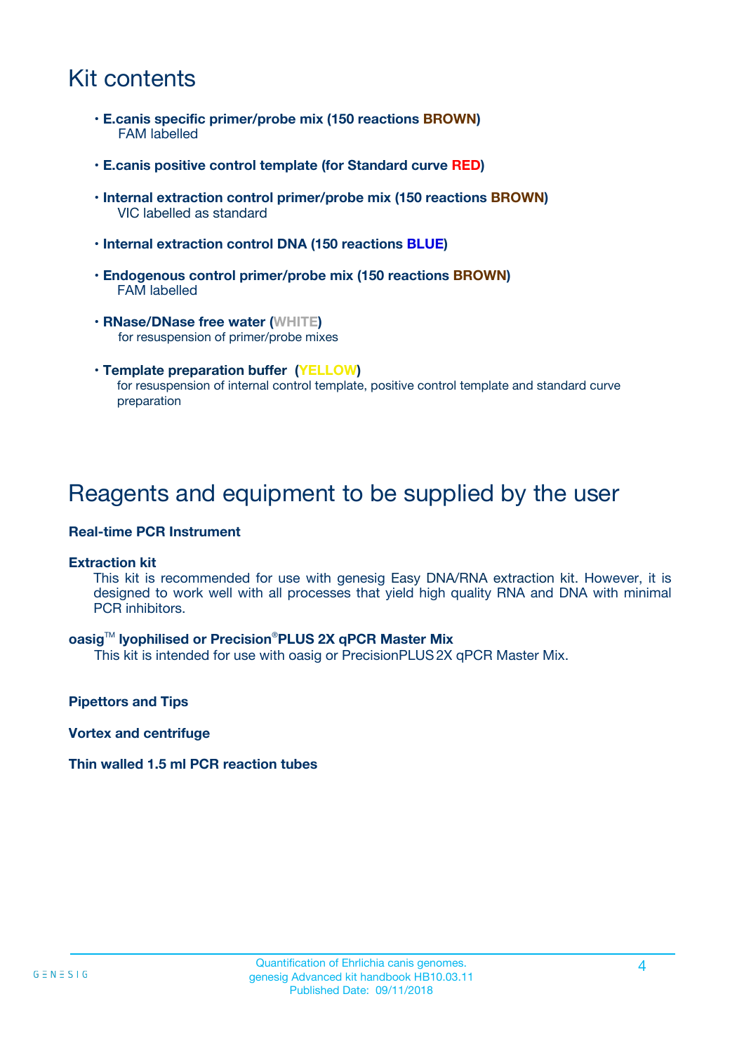# Kit contents

- **E.canis specific primer/probe mix (150 reactions BROWN)**
  FAM labelled
- **E.canis positive control template (for Standard curve RED)**
- **Internal extraction control primer/probe mix (150 reactions BROWN)**
  VIC labelled as standard
- **Internal extraction control DNA (150 reactions BLUE)**
- **Endogenous control primer/probe mix (150 reactions BROWN)**
  FAM labelled
- **RNase/DNase free water (WHITE)**
  for resuspension of primer/probe mixes
- **Template preparation buffer (YELLOW)**
  for resuspension of internal control template, positive control template and standard curve preparation

# Reagents and equipment to be supplied by the user

**Real-time PCR Instrument**

**Extraction kit**
This kit is recommended for use with genesig Easy DNA/RNA extraction kit. However, it is designed to work well with all processes that yield high quality RNA and DNA with minimal PCR inhibitors.

**oasig™ lyophilised or Precision®PLUS 2X qPCR Master Mix**
This kit is intended for use with oasig or PrecisionPLUS 2X qPCR Master Mix.

**Pipettors and Tips**

**Vortex and centrifuge**

**Thin walled 1.5 ml PCR reaction tubes**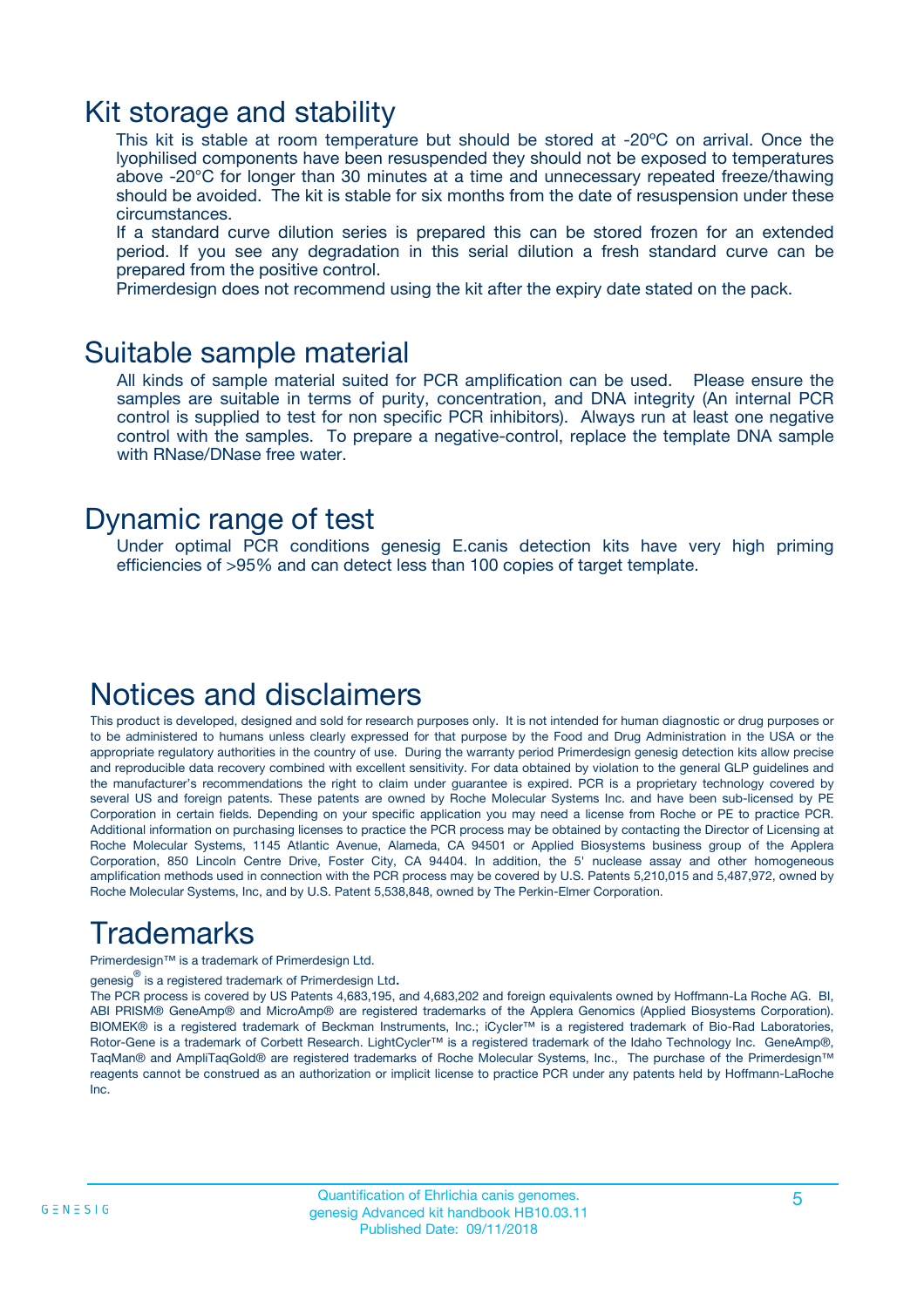# Kit storage and stability

This kit is stable at room temperature but should be stored at -20ºC on arrival. Once the lyophilised components have been resuspended they should not be exposed to temperatures above -20°C for longer than 30 minutes at a time and unnecessary repeated freeze/thawing should be avoided. The kit is stable for six months from the date of resuspension under these circumstances.

If a standard curve dilution series is prepared this can be stored frozen for an extended period. If you see any degradation in this serial dilution a fresh standard curve can be prepared from the positive control.

Primerdesign does not recommend using the kit after the expiry date stated on the pack.

# Suitable sample material

All kinds of sample material suited for PCR amplification can be used. Please ensure the samples are suitable in terms of purity, concentration, and DNA integrity (An internal PCR control is supplied to test for non specific PCR inhibitors). Always run at least one negative control with the samples. To prepare a negative-control, replace the template DNA sample with RNase/DNase free water.

# Dynamic range of test

Under optimal PCR conditions genesig E.canis detection kits have very high priming efficiencies of >95% and can detect less than 100 copies of target template.

# Notices and disclaimers

This product is developed, designed and sold for research purposes only. It is not intended for human diagnostic or drug purposes or to be administered to humans unless clearly expressed for that purpose by the Food and Drug Administration in the USA or the appropriate regulatory authorities in the country of use. During the warranty period Primerdesign genesig detection kits allow precise and reproducible data recovery combined with excellent sensitivity. For data obtained by violation to the general GLP guidelines and the manufacturer's recommendations the right to claim under guarantee is expired. PCR is a proprietary technology covered by several US and foreign patents. These patents are owned by Roche Molecular Systems Inc. and have been sub-licensed by PE Corporation in certain fields. Depending on your specific application you may need a license from Roche or PE to practice PCR. Additional information on purchasing licenses to practice the PCR process may be obtained by contacting the Director of Licensing at Roche Molecular Systems, 1145 Atlantic Avenue, Alameda, CA 94501 or Applied Biosystems business group of the Applera Corporation, 850 Lincoln Centre Drive, Foster City, CA 94404. In addition, the 5' nuclease assay and other homogeneous amplification methods used in connection with the PCR process may be covered by U.S. Patents 5,210,015 and 5,487,972, owned by Roche Molecular Systems, Inc, and by U.S. Patent 5,538,848, owned by The Perkin-Elmer Corporation.

# Trademarks

Primerdesign™ is a trademark of Primerdesign Ltd.

genesig® is a registered trademark of Primerdesign Ltd.

The PCR process is covered by US Patents 4,683,195, and 4,683,202 and foreign equivalents owned by Hoffmann-La Roche AG. BI, ABI PRISM® GeneAmp® and MicroAmp® are registered trademarks of the Applera Genomics (Applied Biosystems Corporation). BIOMEK® is a registered trademark of Beckman Instruments, Inc.; iCycler™ is a registered trademark of Bio-Rad Laboratories, Rotor-Gene is a trademark of Corbett Research. LightCycler™ is a registered trademark of the Idaho Technology Inc. GeneAmp®, TaqMan® and AmpliTaqGold® are registered trademarks of Roche Molecular Systems, Inc., The purchase of the Primerdesign™ reagents cannot be construed as an authorization or implicit license to practice PCR under any patents held by Hoffmann-LaRoche Inc.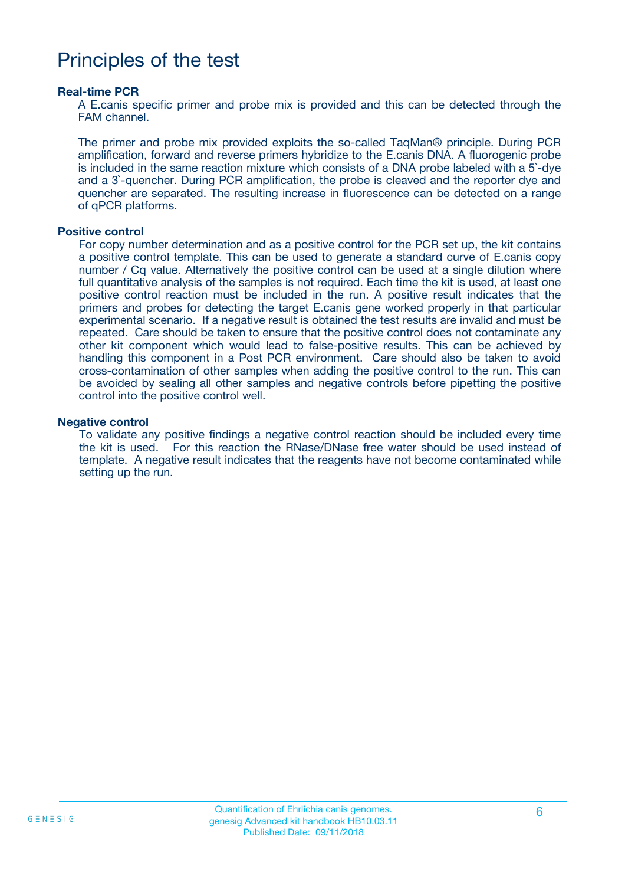# Principles of the test

### Real-time PCR

A E.canis specific primer and probe mix is provided and this can be detected through the FAM channel.

The primer and probe mix provided exploits the so-called TaqMan® principle. During PCR amplification, forward and reverse primers hybridize to the E.canis DNA. A fluorogenic probe is included in the same reaction mixture which consists of a DNA probe labeled with a 5`-dye and a 3`-quencher. During PCR amplification, the probe is cleaved and the reporter dye and quencher are separated. The resulting increase in fluorescence can be detected on a range of qPCR platforms.

### Positive control

For copy number determination and as a positive control for the PCR set up, the kit contains a positive control template. This can be used to generate a standard curve of E.canis copy number / Cq value. Alternatively the positive control can be used at a single dilution where full quantitative analysis of the samples is not required. Each time the kit is used, at least one positive control reaction must be included in the run. A positive result indicates that the primers and probes for detecting the target E.canis gene worked properly in that particular experimental scenario. If a negative result is obtained the test results are invalid and must be repeated. Care should be taken to ensure that the positive control does not contaminate any other kit component which would lead to false-positive results. This can be achieved by handling this component in a Post PCR environment. Care should also be taken to avoid cross-contamination of other samples when adding the positive control to the run. This can be avoided by sealing all other samples and negative controls before pipetting the positive control into the positive control well.

### Negative control

To validate any positive findings a negative control reaction should be included every time the kit is used. For this reaction the RNase/DNase free water should be used instead of template. A negative result indicates that the reagents have not become contaminated while setting up the run.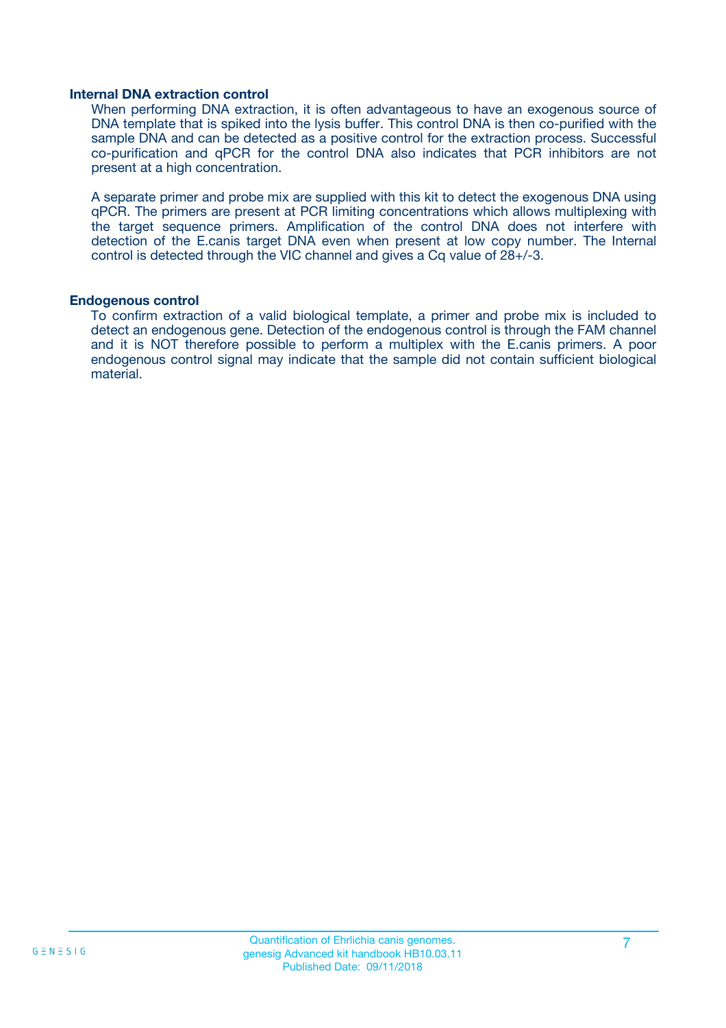### Internal DNA extraction control

When performing DNA extraction, it is often advantageous to have an exogenous source of DNA template that is spiked into the lysis buffer. This control DNA is then co-purified with the sample DNA and can be detected as a positive control for the extraction process. Successful co-purification and qPCR for the control DNA also indicates that PCR inhibitors are not present at a high concentration.

A separate primer and probe mix are supplied with this kit to detect the exogenous DNA using qPCR. The primers are present at PCR limiting concentrations which allows multiplexing with the target sequence primers. Amplification of the control DNA does not interfere with detection of the E.canis target DNA even when present at low copy number. The Internal control is detected through the VIC channel and gives a Cq value of 28+/-3.

### Endogenous control

To confirm extraction of a valid biological template, a primer and probe mix is included to detect an endogenous gene. Detection of the endogenous control is through the FAM channel and it is NOT therefore possible to perform a multiplex with the E.canis primers. A poor endogenous control signal may indicate that the sample did not contain sufficient biological material.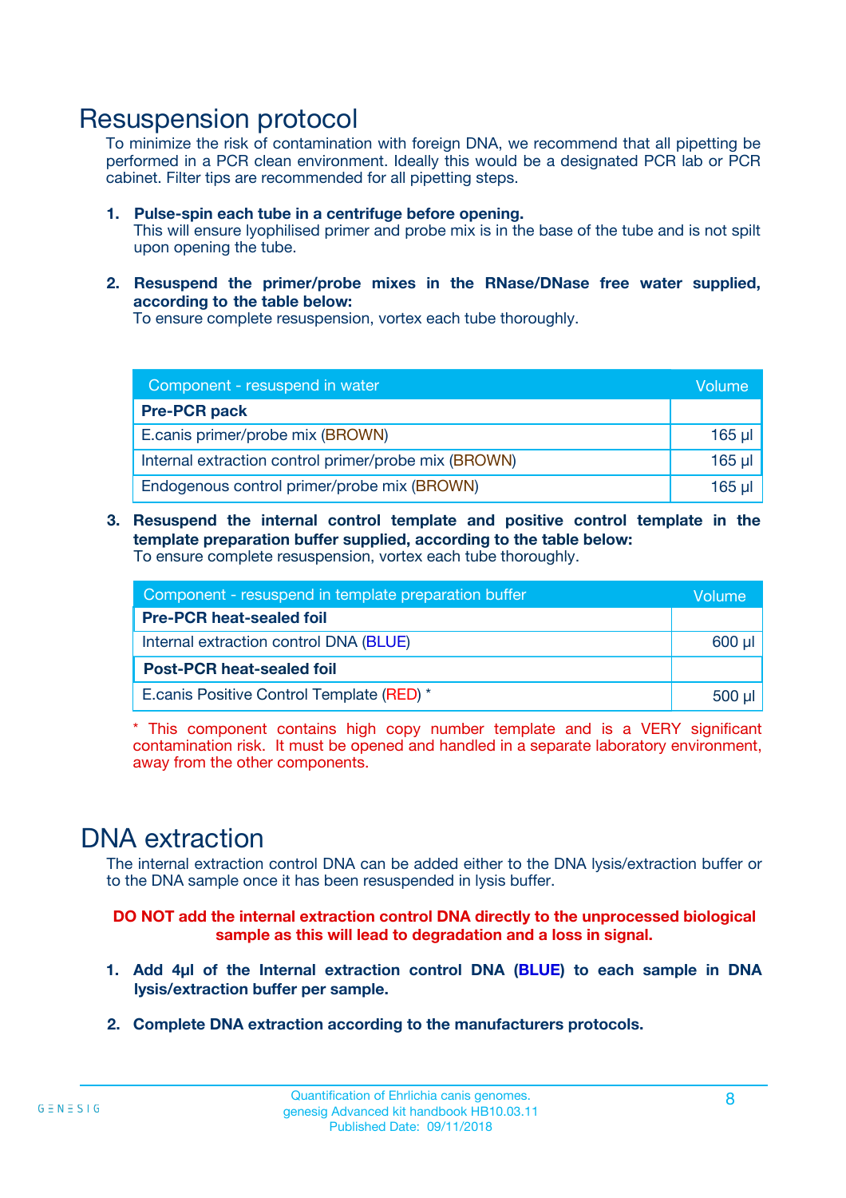# Resuspension protocol

To minimize the risk of contamination with foreign DNA, we recommend that all pipetting be performed in a PCR clean environment. Ideally this would be a designated PCR lab or PCR cabinet. Filter tips are recommended for all pipetting steps.

1. **Pulse-spin each tube in a centrifuge before opening.**
   This will ensure lyophilised primer and probe mix is in the base of the tube and is not spilt upon opening the tube.

2. **Resuspend the primer/probe mixes in the RNase/DNase free water supplied, according to the table below:**
   To ensure complete resuspension, vortex each tube thoroughly.

| Component - resuspend in water | Volume |
|---|---|
| **Pre-PCR pack** | |
| E.canis primer/probe mix (BROWN) | 165 µl |
| Internal extraction control primer/probe mix (BROWN) | 165 µl |
| Endogenous control primer/probe mix (BROWN) | 165 µl |

3. **Resuspend the internal control template and positive control template in the template preparation buffer supplied, according to the table below:**
   To ensure complete resuspension, vortex each tube thoroughly.

| Component - resuspend in template preparation buffer | Volume |
|---|---|
| **Pre-PCR heat-sealed foil** | |
| Internal extraction control DNA (BLUE) | 600 µl |
| **Post-PCR heat-sealed foil** | |
| E.canis Positive Control Template (RED) * | 500 µl |

* This component contains high copy number template and is a VERY significant contamination risk. It must be opened and handled in a separate laboratory environment, away from the other components.

# DNA extraction

The internal extraction control DNA can be added either to the DNA lysis/extraction buffer or to the DNA sample once it has been resuspended in lysis buffer.

**DO NOT add the internal extraction control DNA directly to the unprocessed biological sample as this will lead to degradation and a loss in signal.**

1. **Add 4µl of the Internal extraction control DNA (BLUE) to each sample in DNA lysis/extraction buffer per sample.**

2. **Complete DNA extraction according to the manufacturers protocols.**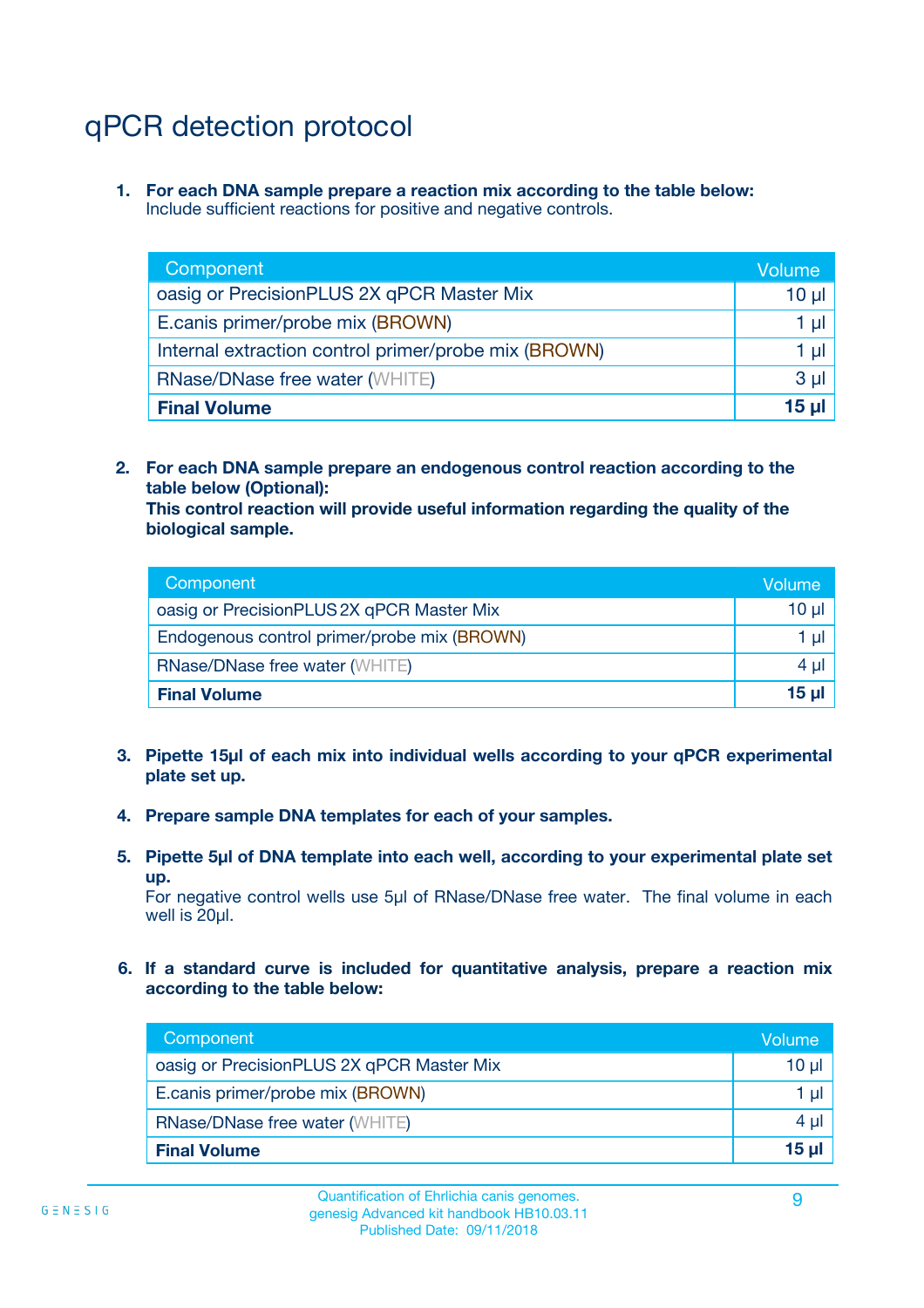# qPCR detection protocol

1. **For each DNA sample prepare a reaction mix according to the table below:**
   Include sufficient reactions for positive and negative controls.

| Component | Volume |
|---|---|
| oasig or PrecisionPLUS 2X qPCR Master Mix | 10 µl |
| E.canis primer/probe mix (BROWN) | 1 µl |
| Internal extraction control primer/probe mix (BROWN) | 1 µl |
| RNase/DNase free water (WHITE) | 3 µl |
| **Final Volume** | **15 µl** |

2. **For each DNA sample prepare an endogenous control reaction according to the table below (Optional):**
   **This control reaction will provide useful information regarding the quality of the biological sample.**

| Component | Volume |
|---|---|
| oasig or PrecisionPLUS 2X qPCR Master Mix | 10 µl |
| Endogenous control primer/probe mix (BROWN) | 1 µl |
| RNase/DNase free water (WHITE) | 4 µl |
| **Final Volume** | **15 µl** |

3. **Pipette 15µl of each mix into individual wells according to your qPCR experimental plate set up.**

4. **Prepare sample DNA templates for each of your samples.**

5. **Pipette 5µl of DNA template into each well, according to your experimental plate set up.**
   For negative control wells use 5µl of RNase/DNase free water. The final volume in each well is 20µl.

6. **If a standard curve is included for quantitative analysis, prepare a reaction mix according to the table below:**

| Component | Volume |
|---|---|
| oasig or PrecisionPLUS 2X qPCR Master Mix | 10 µl |
| E.canis primer/probe mix (BROWN) | 1 µl |
| RNase/DNase free water (WHITE) | 4 µl |
| **Final Volume** | **15 µl** |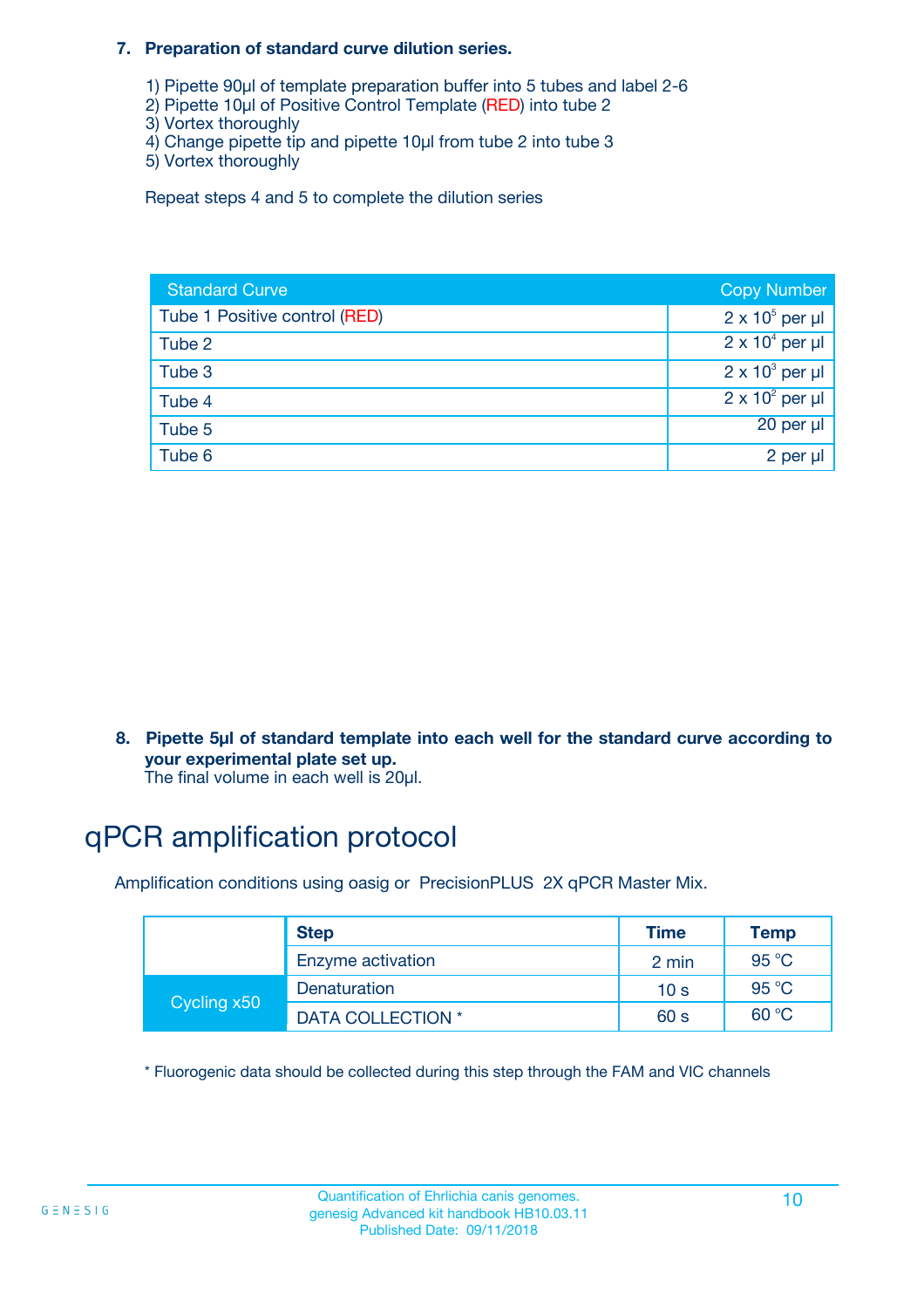7. **Preparation of standard curve dilution series.**

    1) Pipette 90µl of template preparation buffer into 5 tubes and label 2-6
    2) Pipette 10µl of Positive Control Template (RED) into tube 2
    3) Vortex thoroughly
    4) Change pipette tip and pipette 10µl from tube 2 into tube 3
    5) Vortex thoroughly

    Repeat steps 4 and 5 to complete the dilution series

| Standard Curve | Copy Number |
| --- | --- |
| Tube 1 Positive control (RED) | $2 \times 10^5$ per µl |
| Tube 2 | $2 \times 10^4$ per µl |
| Tube 3 | $2 \times 10^3$ per µl |
| Tube 4 | $2 \times 10^2$ per µl |
| Tube 5 | 20 per µl |
| Tube 6 | 2 per µl |

8. **Pipette 5µl of standard template into each well for the standard curve according to your experimental plate set up.**
    The final volume in each well is 20µl.

# qPCR amplification protocol

Amplification conditions using oasig or PrecisionPLUS 2X qPCR Master Mix.

| | Step | Time | Temp |
| --- | --- | --- | --- |
| | Enzyme activation | 2 min | 95 °C |
| Cycling x50 | Denaturation | 10 s | 95 °C |
| | DATA COLLECTION * | 60 s | 60 °C |

* Fluorogenic data should be collected during this step through the FAM and VIC channels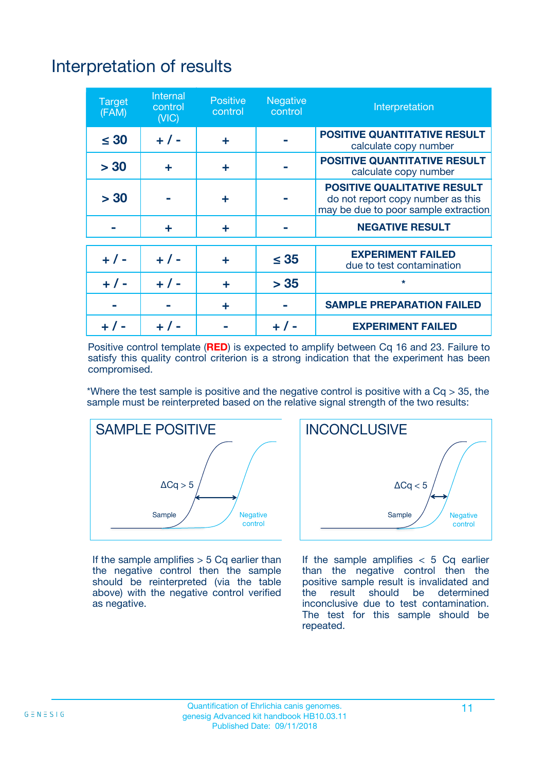# Interpretation of results

| Target (FAM) | Internal control (VIC) | Positive control | Negative control | Interpretation |
|---|---|---|---|---|
| ≤ 30 | + / - | + | - | **POSITIVE QUANTITATIVE RESULT** calculate copy number |
| > 30 | + | + | - | **POSITIVE QUANTITATIVE RESULT** calculate copy number |
| > 30 | - | + | - | **POSITIVE QUALITATIVE RESULT** do not report copy number as this may be due to poor sample extraction |
| - | + | + | - | **NEGATIVE RESULT** |
| + / - | + / - | + | ≤ 35 | **EXPERIMENT FAILED** due to test contamination |
| + / - | + / - | + | > 35 | * |
| - | - | + | - | **SAMPLE PREPARATION FAILED** |
| + / - | + / - | - | + / - | **EXPERIMENT FAILED** |

Positive control template (**RED**) is expected to amplify between Cq 16 and 23. Failure to satisfy this quality control criterion is a strong indication that the experiment has been compromised.

*Where the test sample is positive and the negative control is positive with a Cq > 35, the sample must be reinterpreted based on the relative signal strength of the two results:

**SAMPLE POSITIVE**

ΔCq > 5

Sample

Negative control

If the sample amplifies > 5 Cq earlier than the negative control then the sample should be reinterpreted (via the table above) with the negative control verified as negative.

**INCONCLUSIVE**

ΔCq < 5

Sample

Negative control

If the sample amplifies < 5 Cq earlier than the negative control then the positive sample result is invalidated and the result should be determined inconclusive due to test contamination. The test for this sample should be repeated.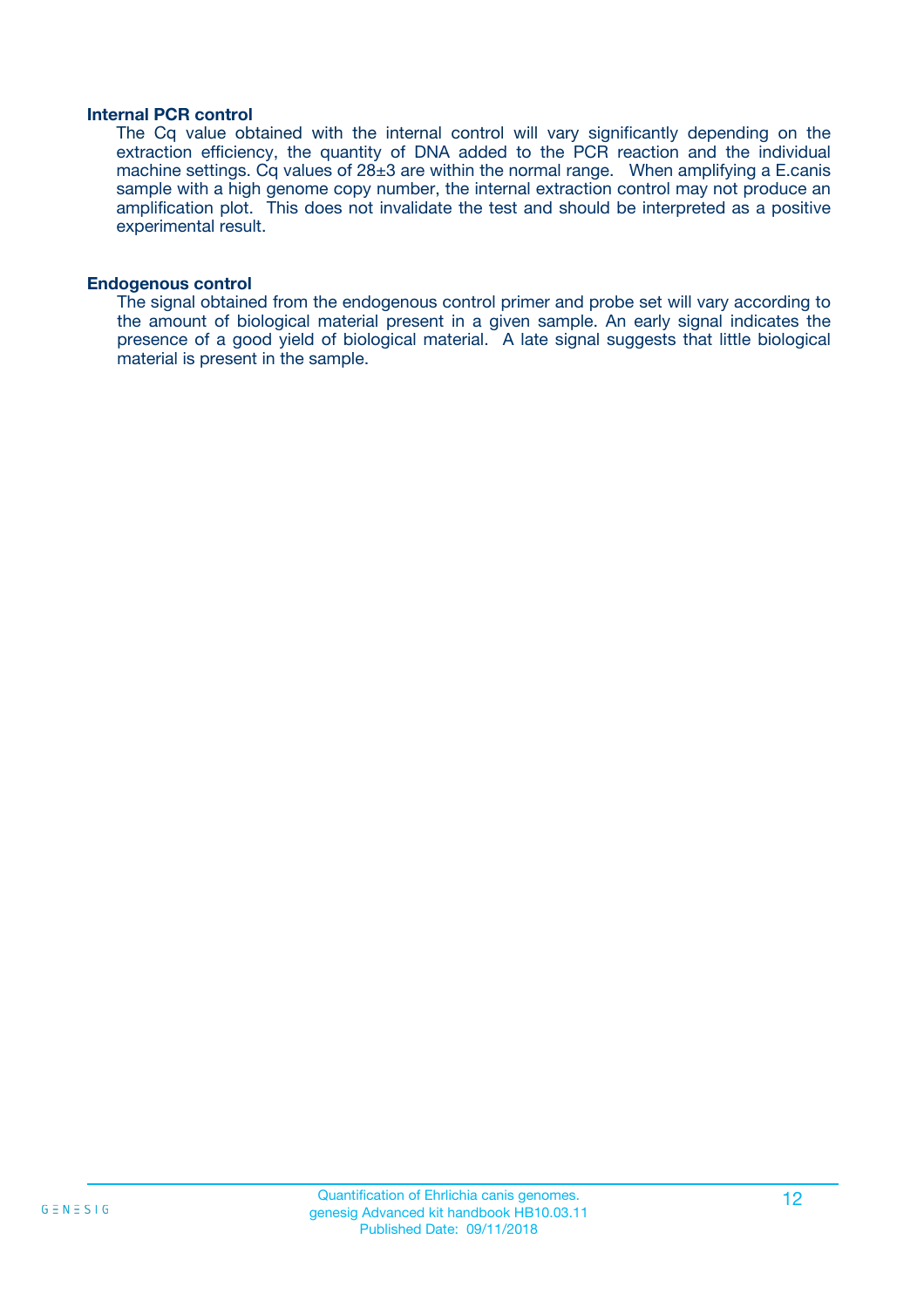### Internal PCR control

The Cq value obtained with the internal control will vary significantly depending on the extraction efficiency, the quantity of DNA added to the PCR reaction and the individual machine settings. Cq values of 28±3 are within the normal range. When amplifying a E.canis sample with a high genome copy number, the internal extraction control may not produce an amplification plot. This does not invalidate the test and should be interpreted as a positive experimental result.

### Endogenous control

The signal obtained from the endogenous control primer and probe set will vary according to the amount of biological material present in a given sample. An early signal indicates the presence of a good yield of biological material. A late signal suggests that little biological material is present in the sample.